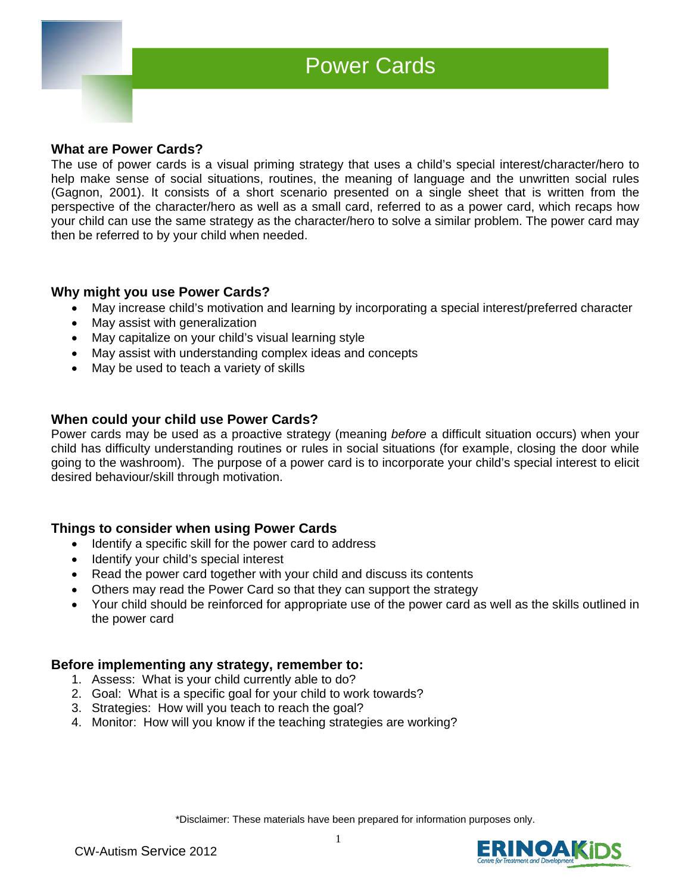# Power Cards

## What are Power Cards?

The use of power cards is a visual priming strategy that uses a child's special interest/character/hero to help make sense of social situations, routines, the meaning of language and the unwritten social rules (Gagnon, 2001). It consists of a short scenario presented on a single sheet that is written from the perspective of the character/hero as well as a small card, referred to as a power card, which recaps how your child can use the same strategy as the character/hero to solve a similar problem. The power card may then be referred to by your child when needed.

## Why might you use Power Cards?

- May increase child's motivation and learning by incorporating a special interest/preferred character
- May assist with generalization
- May capitalize on your child's visual learning style
- May assist with understanding complex ideas and concepts
- May be used to teach a variety of skills

## When could your child use Power Cards?

Power cards may be used as a proactive strategy (meaning *before* a difficult situation occurs) when your child has difficulty understanding routines or rules in social situations (for example, closing the door while going to the washroom). The purpose of a power card is to incorporate your child's special interest to elicit desired behaviour/skill through motivation.

## Things to consider when using Power Cards

- Identify a specific skill for the power card to address
- Identify your child's special interest
- Read the power card together with your child and discuss its contents
- Others may read the Power Card so that they can support the strategy
- Your child should be reinforced for appropriate use of the power card as well as the skills outlined in the power card

## Before implementing any strategy, remember to:

1. Assess: What is your child currently able to do?
2. Goal: What is a specific goal for your child to work towards?
3. Strategies: How will you teach to reach the goal?
4. Monitor: How will you know if the teaching strategies are working?

*Disclaimer: These materials have been prepared for information purposes only.

CW-Autism Service 2012

ERINOAKKIDS Centre for Treatment and Development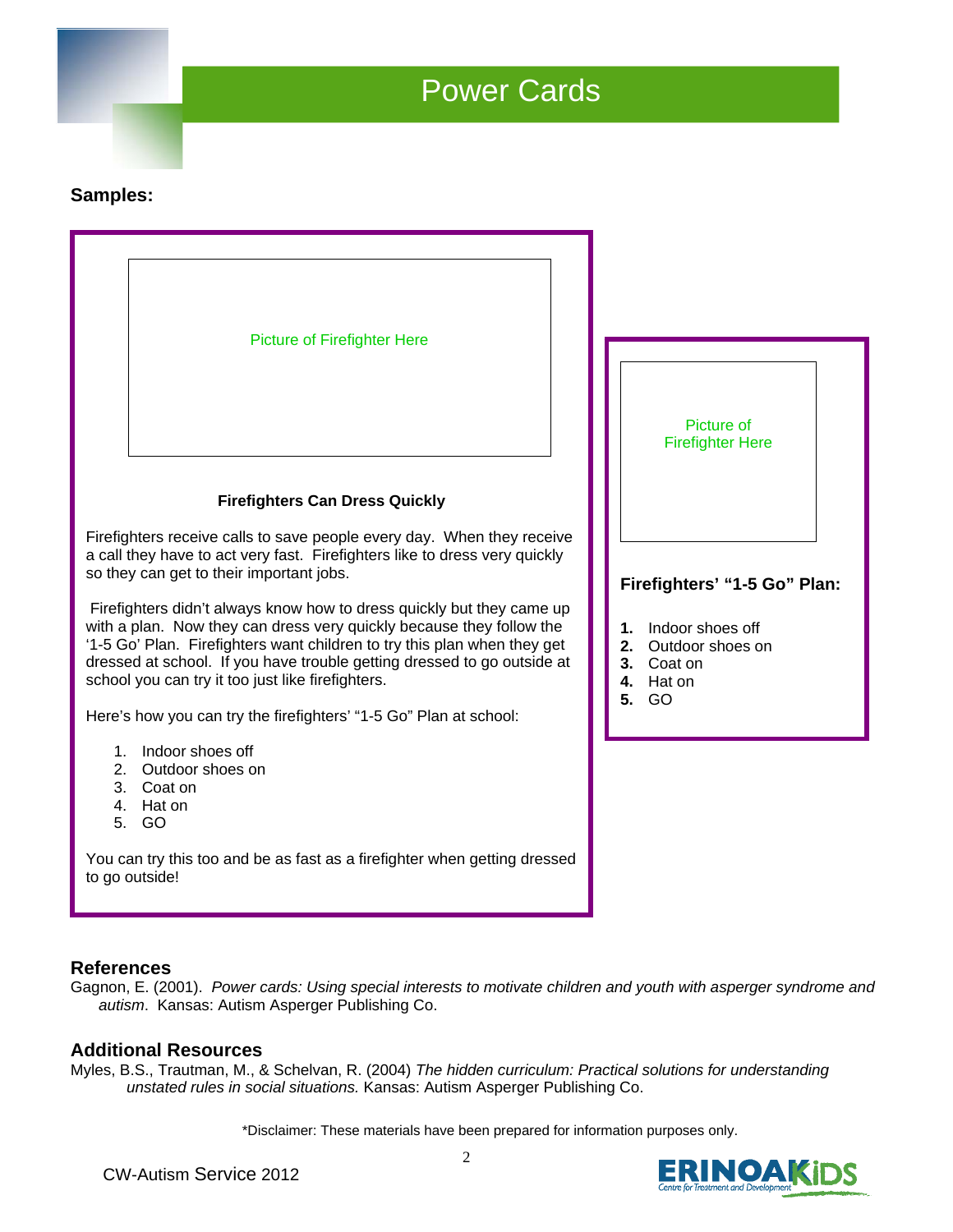# Power Cards

**Samples:**

Picture of Firefighter Here

**Firefighters Can Dress Quickly**

Firefighters receive calls to save people every day. When they receive a call they have to act very fast. Firefighters like to dress very quickly so they can get to their important jobs.

Firefighters didn't always know how to dress quickly but they came up with a plan. Now they can dress very quickly because they follow the '1-5 Go' Plan. Firefighters want children to try this plan when they get dressed at school. If you have trouble getting dressed to go outside at school you can try it too just like firefighters.

Here's how you can try the firefighters' "1-5 Go" Plan at school:

1. Indoor shoes off
2. Outdoor shoes on
3. Coat on
4. Hat on
5. GO

You can try this too and be as fast as a firefighter when getting dressed to go outside!

Picture of Firefighter Here

**Firefighters' "1-5 Go" Plan:**

**1.** Indoor shoes off
**2.** Outdoor shoes on
**3.** Coat on
**4.** Hat on
**5.** GO

## References

Gagnon, E. (2001). *Power cards: Using special interests to motivate children and youth with asperger syndrome and autism*. Kansas: Autism Asperger Publishing Co.

## Additional Resources

Myles, B.S., Trautman, M., & Schelvan, R. (2004) *The hidden curriculum: Practical solutions for understanding unstated rules in social situations.* Kansas: Autism Asperger Publishing Co.

*Disclaimer: These materials have been prepared for information purposes only.

CW-Autism Service 2012

ERINOAKKIDS Centre for Treatment and Development